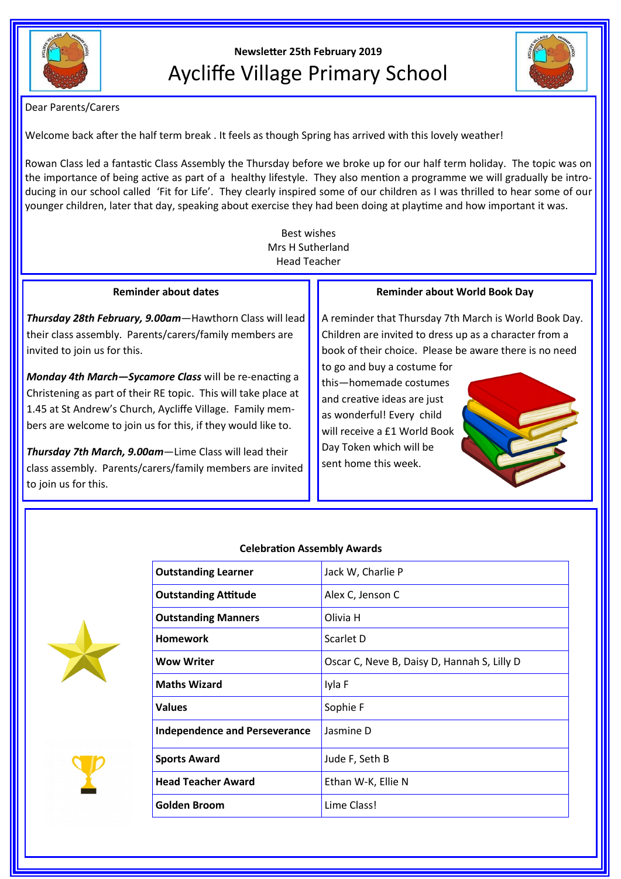**Newsletter 25th February 2019**

# Aycliffe Village Primary School

Dear Parents/Carers

Welcome back after the half term break . It feels as though Spring has arrived with this lovely weather!

Rowan Class led a fantastic Class Assembly the Thursday before we broke up for our half term holiday. The topic was on the importance of being active as part of a healthy lifestyle. They also mention a programme we will gradually be introducing in our school called 'Fit for Life'. They clearly inspired some of our children as I was thrilled to hear some of our younger children, later that day, speaking about exercise they had been doing at playtime and how important it was.

Best wishes
Mrs H Sutherland
Head Teacher

### Reminder about dates

***Thursday 28th February, 9.00am***—Hawthorn Class will lead their class assembly. Parents/carers/family members are invited to join us for this.

***Monday 4th March—Sycamore Class*** will be re-enacting a Christening as part of their RE topic. This will take place at 1.45 at St Andrew's Church, Aycliffe Village. Family members are welcome to join us for this, if they would like to.

***Thursday 7th March, 9.00am***—Lime Class will lead their class assembly. Parents/carers/family members are invited to join us for this.

### Reminder about World Book Day

A reminder that Thursday 7th March is World Book Day. Children are invited to dress up as a character from a book of their choice. Please be aware there is no need to go and buy a costume for this—homemade costumes and creative ideas are just as wonderful! Every child will receive a £1 World Book Day Token which will be sent home this week.

### Celebration Assembly Awards

| | |
|---|---|
| **Outstanding Learner** | Jack W, Charlie P |
| **Outstanding Attitude** | Alex C, Jenson C |
| **Outstanding Manners** | Olivia H |
| **Homework** | Scarlet D |
| **Wow Writer** | Oscar C, Neve B, Daisy D, Hannah S, Lilly D |
| **Maths Wizard** | Iyla F |
| **Values** | Sophie F |
| **Independence and Perseverance** | Jasmine D |
| **Sports Award** | Jude F, Seth B |
| **Head Teacher Award** | Ethan W-K, Ellie N |
| **Golden Broom** | Lime Class! |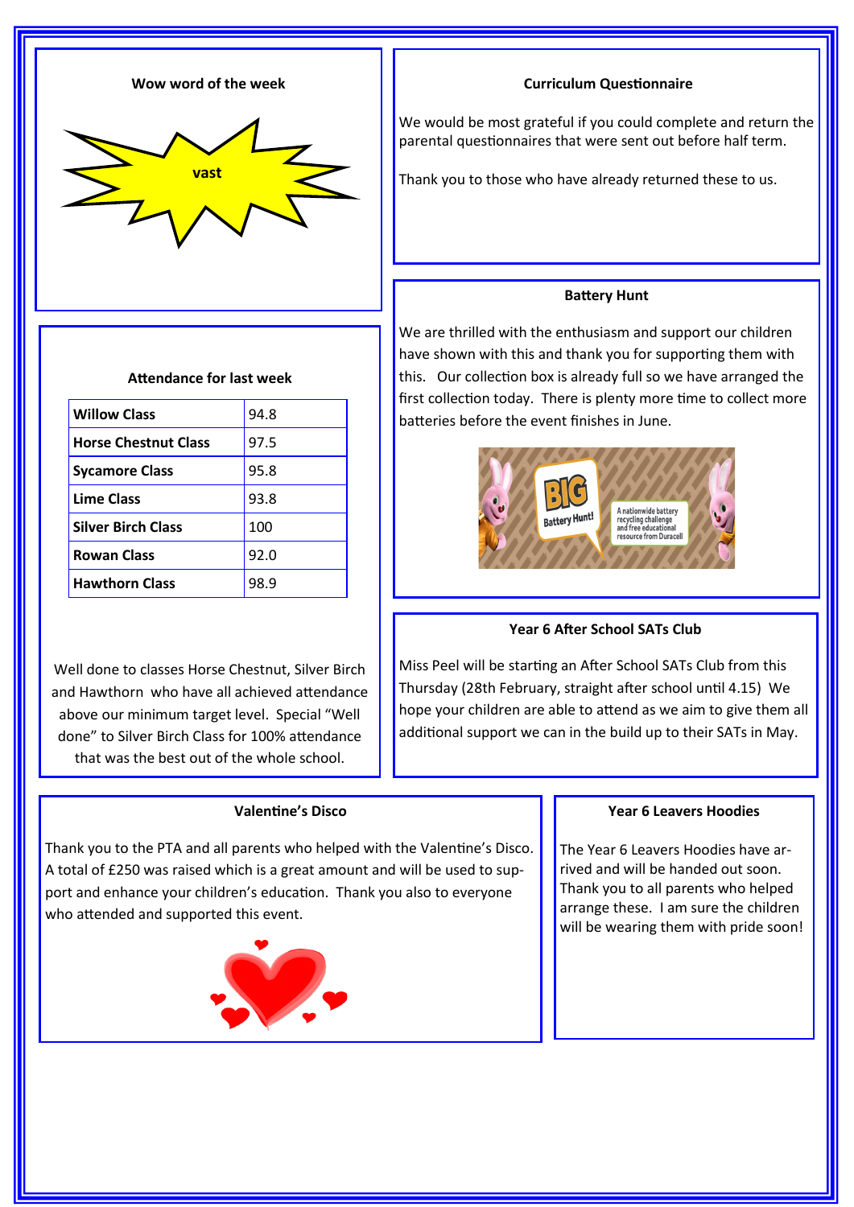### Wow word of the week

vast

### Curriculum Questionnaire

We would be most grateful if you could complete and return the parental questionnaires that were sent out before half term.

Thank you to those who have already returned these to us.

### Attendance for last week

| | |
|---|---|
| **Willow Class** | 94.8 |
| **Horse Chestnut Class** | 97.5 |
| **Sycamore Class** | 95.8 |
| **Lime Class** | 93.8 |
| **Silver Birch Class** | 100 |
| **Rowan Class** | 92.0 |
| **Hawthorn Class** | 98.9 |

Well done to classes Horse Chestnut, Silver Birch and Hawthorn who have all achieved attendance above our minimum target level. Special "Well done" to Silver Birch Class for 100% attendance that was the best out of the whole school.

### Battery Hunt

We are thrilled with the enthusiasm and support our children have shown with this and thank you for supporting them with this. Our collection box is already full so we have arranged the first collection today. There is plenty more time to collect more batteries before the event finishes in June.

### Year 6 After School SATs Club

Miss Peel will be starting an After School SATs Club from this Thursday (28th February, straight after school until 4.15) We hope your children are able to attend as we aim to give them all additional support we can in the build up to their SATs in May.

### Valentine's Disco

Thank you to the PTA and all parents who helped with the Valentine's Disco. A total of £250 was raised which is a great amount and will be used to support and enhance your children's education. Thank you also to everyone who attended and supported this event.

### Year 6 Leavers Hoodies

The Year 6 Leavers Hoodies have arrived and will be handed out soon. Thank you to all parents who helped arrange these. I am sure the children will be wearing them with pride soon!